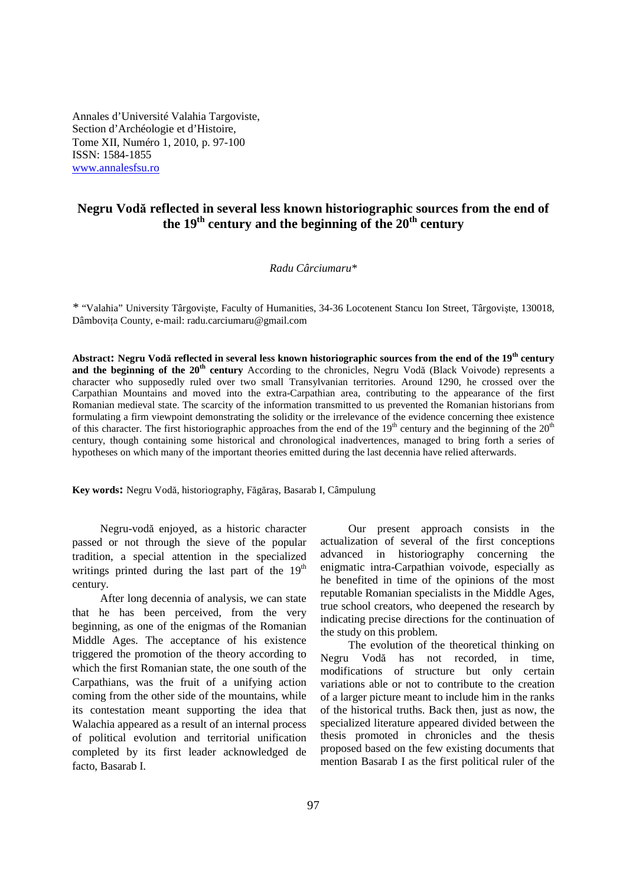Annales d'Université Valahia Targoviste,
Section d'Archéologie et d'Histoire,
Tome XII, Numéro 1, 2010, p. 97-100
ISSN: 1584-1855
www.annalesfsu.ro

# Negru Vodă reflected in several less known historiographic sources from the end of the 19th century and the beginning of the 20th century

*Radu Cârciumaru**

\* "Valahia" University Târgovişte, Faculty of Humanities, 34-36 Locotenent Stancu Ion Street, Târgovişte, 130018, Dâmboviţa County, e-mail: radu.carciumaru@gmail.com

**Abstract: Negru Vodă reflected in several less known historiographic sources from the end of the 19th century and the beginning of the 20th century** According to the chronicles, Negru Vodă (Black Voivode) represents a character who supposedly ruled over two small Transylvanian territories. Around 1290, he crossed over the Carpathian Mountains and moved into the extra-Carpathian area, contributing to the appearance of the first Romanian medieval state. The scarcity of the information transmitted to us prevented the Romanian historians from formulating a firm viewpoint demonstrating the solidity or the irrelevance of the evidence concerning thee existence of this character. The first historiographic approaches from the end of the 19th century and the beginning of the 20th century, though containing some historical and chronological inadvertences, managed to bring forth a series of hypotheses on which many of the important theories emitted during the last decennia have relied afterwards.

**Key words:** Negru Vodă, historiography, Făgăraş, Basarab I, Câmpulung

Negru-vodă enjoyed, as a historic character passed or not through the sieve of the popular tradition, a special attention in the specialized writings printed during the last part of the 19th century.

After long decennia of analysis, we can state that he has been perceived, from the very beginning, as one of the enigmas of the Romanian Middle Ages. The acceptance of his existence triggered the promotion of the theory according to which the first Romanian state, the one south of the Carpathians, was the fruit of a unifying action coming from the other side of the mountains, while its contestation meant supporting the idea that Walachia appeared as a result of an internal process of political evolution and territorial unification completed by its first leader acknowledged de facto, Basarab I.

Our present approach consists in the actualization of several of the first conceptions advanced in historiography concerning the enigmatic intra-Carpathian voivode, especially as he benefited in time of the opinions of the most reputable Romanian specialists in the Middle Ages, true school creators, who deepened the research by indicating precise directions for the continuation of the study on this problem.

The evolution of the theoretical thinking on Negru Vodă has not recorded, in time, modifications of structure but only certain variations able or not to contribute to the creation of a larger picture meant to include him in the ranks of the historical truths. Back then, just as now, the specialized literature appeared divided between the thesis promoted in chronicles and the thesis proposed based on the few existing documents that mention Basarab I as the first political ruler of the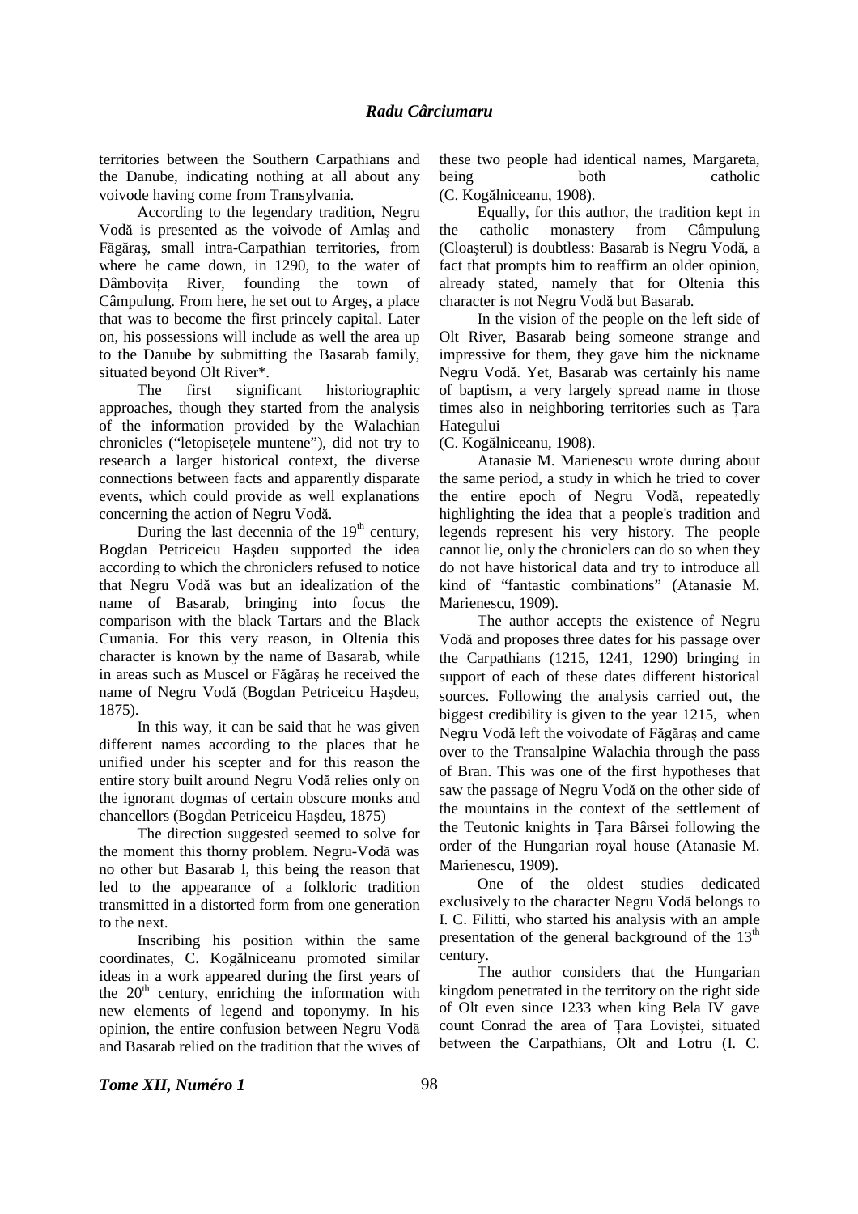territories between the Southern Carpathians and the Danube, indicating nothing at all about any voivode having come from Transylvania.

According to the legendary tradition, Negru Vodă is presented as the voivode of Amlaş and Făgăraş, small intra-Carpathian territories, from where he came down, in 1290, to the water of Dâmboviţa River, founding the town of Câmpulung. From here, he set out to Argeş, a place that was to become the first princely capital. Later on, his possessions will include as well the area up to the Danube by submitting the Basarab family, situated beyond Olt River*.

The first significant historiographic approaches, though they started from the analysis of the information provided by the Walachian chronicles ("letopiseţele muntene"), did not try to research a larger historical context, the diverse connections between facts and apparently disparate events, which could provide as well explanations concerning the action of Negru Vodă.

During the last decennia of the $19^{th}$ century, Bogdan Petriceicu Haşdeu supported the idea according to which the chroniclers refused to notice that Negru Vodă was but an idealization of the name of Basarab, bringing into focus the comparison with the black Tartars and the Black Cumania. For this very reason, in Oltenia this character is known by the name of Basarab, while in areas such as Muscel or Făgăraş he received the name of Negru Vodă (Bogdan Petriceicu Haşdeu, 1875).

In this way, it can be said that he was given different names according to the places that he unified under his scepter and for this reason the entire story built around Negru Vodă relies only on the ignorant dogmas of certain obscure monks and chancellors (Bogdan Petriceicu Haşdeu, 1875)

The direction suggested seemed to solve for the moment this thorny problem. Negru-Vodă was no other but Basarab I, this being the reason that led to the appearance of a folkloric tradition transmitted in a distorted form from one generation to the next.

Inscribing his position within the same coordinates, C. Kogălniceanu promoted similar ideas in a work appeared during the first years of the $20^{th}$ century, enriching the information with new elements of legend and toponymy. In his opinion, the entire confusion between Negru Vodă and Basarab relied on the tradition that the wives of these two people had identical names, Margareta, being both catholic (C. Kogălniceanu, 1908).

Equally, for this author, the tradition kept in the catholic monastery from Câmpulung (Cloaşterul) is doubtless: Basarab is Negru Vodă, a fact that prompts him to reaffirm an older opinion, already stated, namely that for Oltenia this character is not Negru Vodă but Basarab.

In the vision of the people on the left side of Olt River, Basarab being someone strange and impressive for them, they gave him the nickname Negru Vodă. Yet, Basarab was certainly his name of baptism, a very largely spread name in those times also in neighboring territories such as Ţara Hategului (C. Kogălniceanu, 1908).

Atanasie M. Marienescu wrote during about the same period, a study in which he tried to cover the entire epoch of Negru Vodă, repeatedly highlighting the idea that a people's tradition and legends represent his very history. The people cannot lie, only the chroniclers can do so when they do not have historical data and try to introduce all kind of "fantastic combinations" (Atanasie M. Marienescu, 1909).

The author accepts the existence of Negru Vodă and proposes three dates for his passage over the Carpathians (1215, 1241, 1290) bringing in support of each of these dates different historical sources. Following the analysis carried out, the biggest credibility is given to the year 1215, when Negru Vodă left the voivodate of Făgăraş and came over to the Transalpine Walachia through the pass of Bran. This was one of the first hypotheses that saw the passage of Negru Vodă on the other side of the mountains in the context of the settlement of the Teutonic knights in Ţara Bârsei following the order of the Hungarian royal house (Atanasie M. Marienescu, 1909).

One of the oldest studies dedicated exclusively to the character Negru Vodă belongs to I. C. Filitti, who started his analysis with an ample presentation of the general background of the $13^{th}$ century.

The author considers that the Hungarian kingdom penetrated in the territory on the right side of Olt even since 1233 when king Bela IV gave count Conrad the area of Ţara Loviştei, situated between the Carpathians, Olt and Lotru (I. C.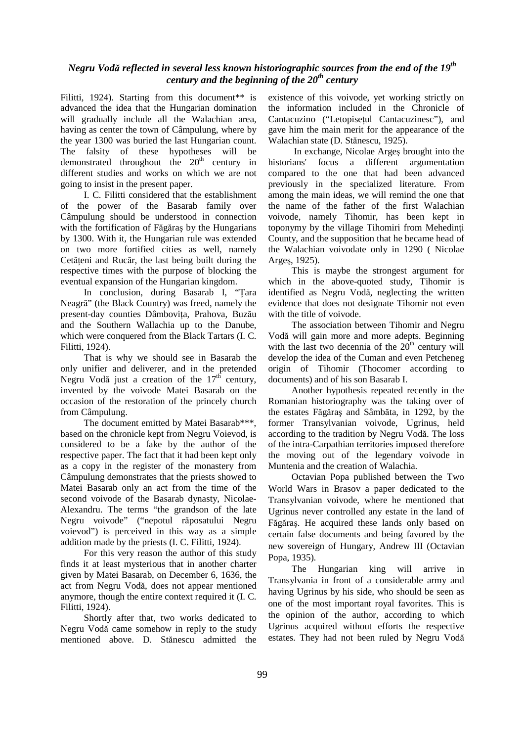Filitti, 1924). Starting from this document** is advanced the idea that the Hungarian domination will gradually include all the Walachian area, having as center the town of Câmpulung, where by the year 1300 was buried the last Hungarian count. The falsity of these hypotheses will be demonstrated throughout the 20[th] century in different studies and works on which we are not going to insist in the present paper.

I. C. Filitti considered that the establishment of the power of the Basarab family over Câmpulung should be understood in connection with the fortification of Făgăraş by the Hungarians by 1300. With it, the Hungarian rule was extended on two more fortified cities as well, namely Cetăţeni and Rucăr, the last being built during the respective times with the purpose of blocking the eventual expansion of the Hungarian kingdom.

In conclusion, during Basarab I, "Ţara Neagră" (the Black Country) was freed, namely the present-day counties Dâmboviţa, Prahova, Buzău and the Southern Wallachia up to the Danube, which were conquered from the Black Tartars (I. C. Filitti, 1924).

That is why we should see in Basarab the only unifier and deliverer, and in the pretended Negru Vodă just a creation of the 17[th] century, invented by the voivode Matei Basarab on the occasion of the restoration of the princely church from Câmpulung.

The document emitted by Matei Basarab***, based on the chronicle kept from Negru Voievod, is considered to be a fake by the author of the respective paper. The fact that it had been kept only as a copy in the register of the monastery from Câmpulung demonstrates that the priests showed to Matei Basarab only an act from the time of the second voivode of the Basarab dynasty, Nicolae-Alexandru. The terms "the grandson of the late Negru voivode" ("nepotul răposatului Negru voievod") is perceived in this way as a simple addition made by the priests (I. C. Filitti, 1924).

For this very reason the author of this study finds it at least mysterious that in another charter given by Matei Basarab, on December 6, 1636, the act from Negru Vodă, does not appear mentioned anymore, though the entire context required it (I. C. Filitti, 1924).

Shortly after that, two works dedicated to Negru Vodă came somehow in reply to the study mentioned above. D. Stănescu admitted the existence of this voivode, yet working strictly on the information included in the Chronicle of Cantacuzino ("Letopiseţul Cantacuzinesc"), and gave him the main merit for the appearance of the Walachian state (D. Stănescu, 1925).

In exchange, Nicolae Argeş brought into the historians' focus a different argumentation compared to the one that had been advanced previously in the specialized literature. From among the main ideas, we will remind the one that the name of the father of the first Walachian voivode, namely Tihomir, has been kept in toponymy by the village Tihomiri from Mehedinţi County, and the supposition that he became head of the Walachian voivodate only in 1290 ( Nicolae Argeş, 1925).

This is maybe the strongest argument for which in the above-quoted study, Tihomir is identified as Negru Vodă, neglecting the written evidence that does not designate Tihomir not even with the title of voivode.

The association between Tihomir and Negru Vodă will gain more and more adepts. Beginning with the last two decennia of the 20[th] century will develop the idea of the Cuman and even Petcheneg origin of Tihomir (Thocomer according to documents) and of his son Basarab I.

Another hypothesis repeated recently in the Romanian historiography was the taking over of the estates Făgăraş and Sâmbăta, in 1292, by the former Transylvanian voivode, Ugrinus, held according to the tradition by Negru Vodă. The loss of the intra-Carpathian territories imposed therefore the moving out of the legendary voivode in Muntenia and the creation of Walachia.

Octavian Popa published between the Two World Wars in Brasov a paper dedicated to the Transylvanian voivode, where he mentioned that Ugrinus never controlled any estate in the land of Făgăraş. He acquired these lands only based on certain false documents and being favored by the new sovereign of Hungary, Andrew III (Octavian Popa, 1935).

The Hungarian king will arrive in Transylvania in front of a considerable army and having Ugrinus by his side, who should be seen as one of the most important royal favorites. This is the opinion of the author, according to which Ugrinus acquired without efforts the respective estates. They had not been ruled by Negru Vodă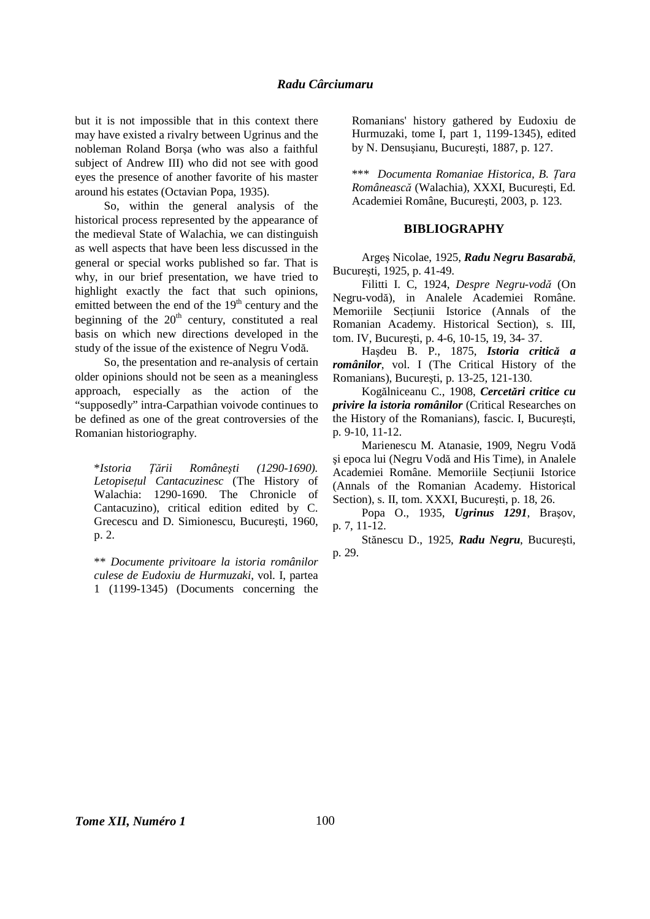but it is not impossible that in this context there may have existed a rivalry between Ugrinus and the nobleman Roland Borşa (who was also a faithful subject of Andrew III) who did not see with good eyes the presence of another favorite of his master around his estates (Octavian Popa, 1935).

So, within the general analysis of the historical process represented by the appearance of the medieval State of Walachia, we can distinguish as well aspects that have been less discussed in the general or special works published so far. That is why, in our brief presentation, we have tried to highlight exactly the fact that such opinions, emitted between the end of the 19th century and the beginning of the 20th century, constituted a real basis on which new directions developed in the study of the issue of the existence of Negru Vodă.

So, the presentation and re-analysis of certain older opinions should not be seen as a meaningless approach, especially as the action of the "supposedly" intra-Carpathian voivode continues to be defined as one of the great controversies of the Romanian historiography.

*\*Istoria Țării Româneşti (1290-1690). Letopisețul Cantacuzinesc* (The History of Walachia: 1290-1690. The Chronicle of Cantacuzino), critical edition edited by C. Grecescu and D. Simionescu, Bucureşti, 1960, p. 2.

\*\* *Documente privitoare la istoria românilor culese de Eudoxiu de Hurmuzaki*, vol. I, partea 1 (1199-1345) (Documents concerning the Romanians' history gathered by Eudoxiu de Hurmuzaki, tome I, part 1, 1199-1345), edited by N. Densuşianu, Bucureşti, 1887, p. 127.

\*\*\* *Documenta Romaniae Historica, B. Țara Românească* (Walachia), XXXI, Bucureşti, Ed. Academiei Române, Bucureşti, 2003, p. 123.

## BIBLIOGRAPHY

Argeş Nicolae, 1925, ***Radu Negru Basarabă***, Bucureşti, 1925, p. 41-49.

Filitti I. C, 1924, *Despre Negru-vodă* (On Negru-vodă), in Analele Academiei Române. Memoriile Secțiunii Istorice (Annals of the Romanian Academy. Historical Section), s. III, tom. IV, Bucureşti, p. 4-6, 10-15, 19, 34- 37.

Haşdeu B. P., 1875, ***Istoria critică a românilor***, vol. I (The Critical History of the Romanians), Bucureşti, p. 13-25, 121-130.

Kogălniceanu C., 1908, ***Cercetări critice cu privire la istoria românilor*** (Critical Researches on the History of the Romanians), fascic. I, Bucureşti, p. 9-10, 11-12.

Marienescu M. Atanasie, 1909, Negru Vodă şi epoca lui (Negru Vodă and His Time), in Analele Academiei Române. Memoriile Secțiunii Istorice (Annals of the Romanian Academy. Historical Section), s. II, tom. XXXI, Bucureşti, p. 18, 26.

Popa O., 1935, ***Ugrinus 1291***, Braşov, p. 7, 11-12.

Stănescu D., 1925, ***Radu Negru***, Bucureşti, p. 29.